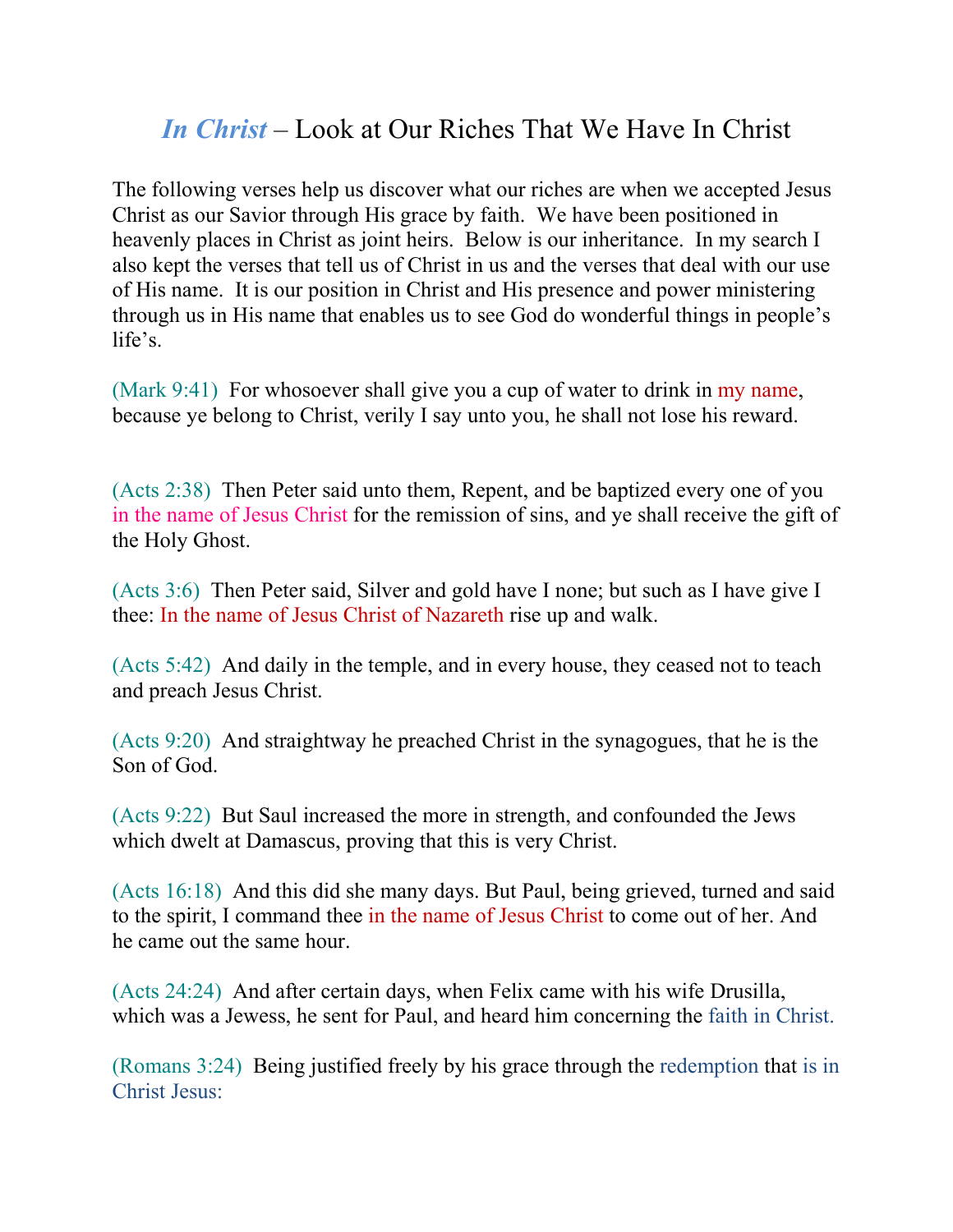# *In Christ* – Look at Our Riches That We Have In Christ

The following verses help us discover what our riches are when we accepted Jesus Christ as our Savior through His grace by faith. We have been positioned in heavenly places in Christ as joint heirs. Below is our inheritance. In my search I also kept the verses that tell us of Christ in us and the verses that deal with our use of His name. It is our position in Christ and His presence and power ministering through us in His name that enables us to see God do wonderful things in people's life's.

(Mark 9:41) For whosoever shall give you a cup of water to drink in my name, because ye belong to Christ, verily I say unto you, he shall not lose his reward.

(Acts 2:38) Then Peter said unto them, Repent, and be baptized every one of you in the name of Jesus Christ for the remission of sins, and ye shall receive the gift of the Holy Ghost.

(Acts 3:6) Then Peter said, Silver and gold have I none; but such as I have give I thee: In the name of Jesus Christ of Nazareth rise up and walk.

(Acts 5:42) And daily in the temple, and in every house, they ceased not to teach and preach Jesus Christ.

(Acts 9:20) And straightway he preached Christ in the synagogues, that he is the Son of God.

(Acts 9:22) But Saul increased the more in strength, and confounded the Jews which dwelt at Damascus, proving that this is very Christ.

(Acts 16:18) And this did she many days. But Paul, being grieved, turned and said to the spirit, I command thee in the name of Jesus Christ to come out of her. And he came out the same hour.

(Acts 24:24) And after certain days, when Felix came with his wife Drusilla, which was a Jewess, he sent for Paul, and heard him concerning the faith in Christ.

(Romans 3:24) Being justified freely by his grace through the redemption that is in Christ Jesus: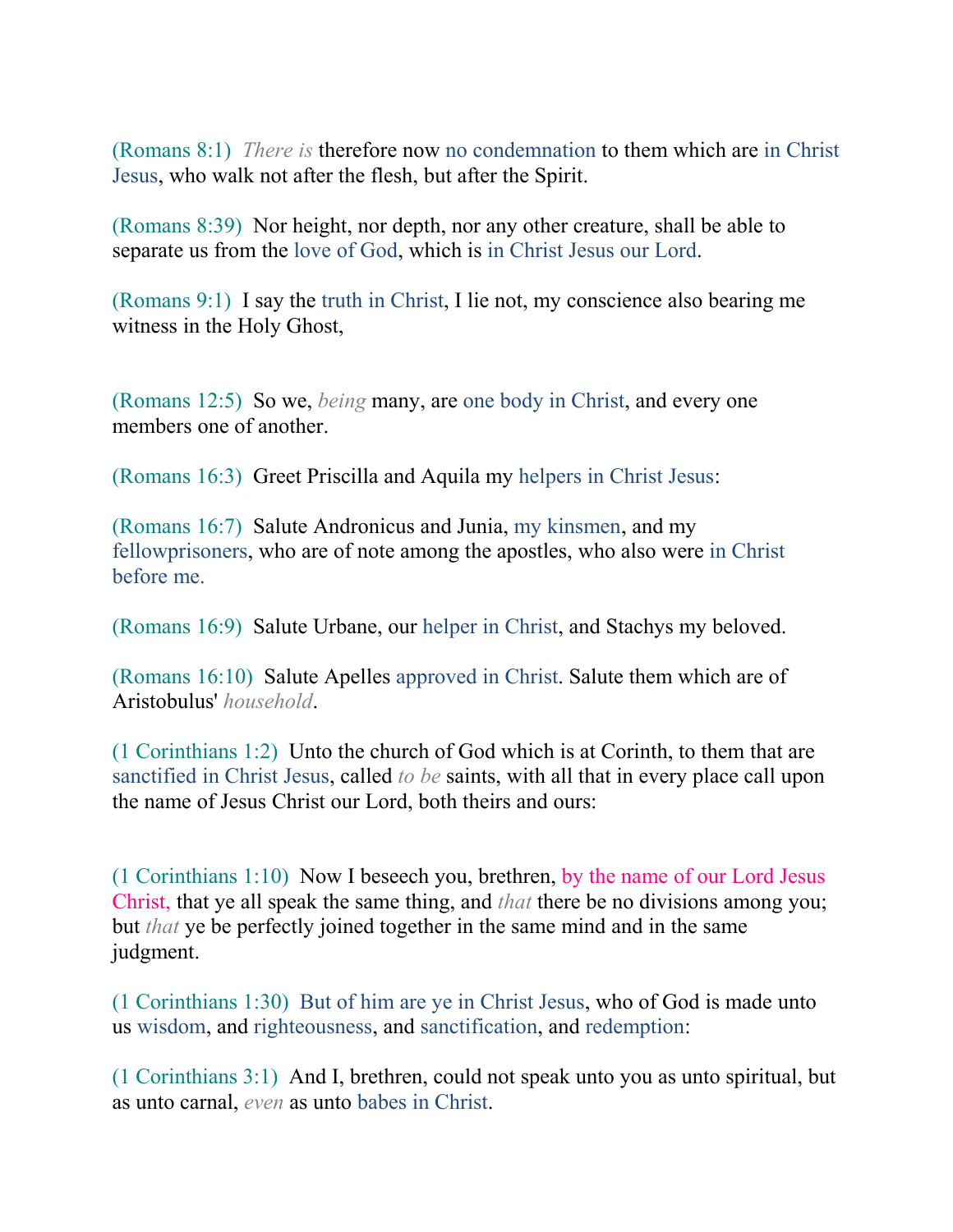(Romans 8:1) *There is* therefore now no condemnation to them which are in Christ Jesus, who walk not after the flesh, but after the Spirit.

(Romans 8:39) Nor height, nor depth, nor any other creature, shall be able to separate us from the love of God, which is in Christ Jesus our Lord.

(Romans 9:1) I say the truth in Christ, I lie not, my conscience also bearing me witness in the Holy Ghost,

(Romans 12:5) So we, *being* many, are one body in Christ, and every one members one of another.

(Romans 16:3) Greet Priscilla and Aquila my helpers in Christ Jesus:

(Romans 16:7) Salute Andronicus and Junia, my kinsmen, and my fellowprisoners, who are of note among the apostles, who also were in Christ before me.

(Romans 16:9) Salute Urbane, our helper in Christ, and Stachys my beloved.

(Romans 16:10) Salute Apelles approved in Christ. Salute them which are of Aristobulus' *household*.

(1 Corinthians 1:2) Unto the church of God which is at Corinth, to them that are sanctified in Christ Jesus, called *to be* saints, with all that in every place call upon the name of Jesus Christ our Lord, both theirs and ours:

(1 Corinthians 1:10) Now I beseech you, brethren, by the name of our Lord Jesus Christ, that ye all speak the same thing, and *that* there be no divisions among you; but *that* ye be perfectly joined together in the same mind and in the same judgment.

(1 Corinthians 1:30) But of him are ye in Christ Jesus, who of God is made unto us wisdom, and righteousness, and sanctification, and redemption:

(1 Corinthians 3:1) And I, brethren, could not speak unto you as unto spiritual, but as unto carnal, *even* as unto babes in Christ.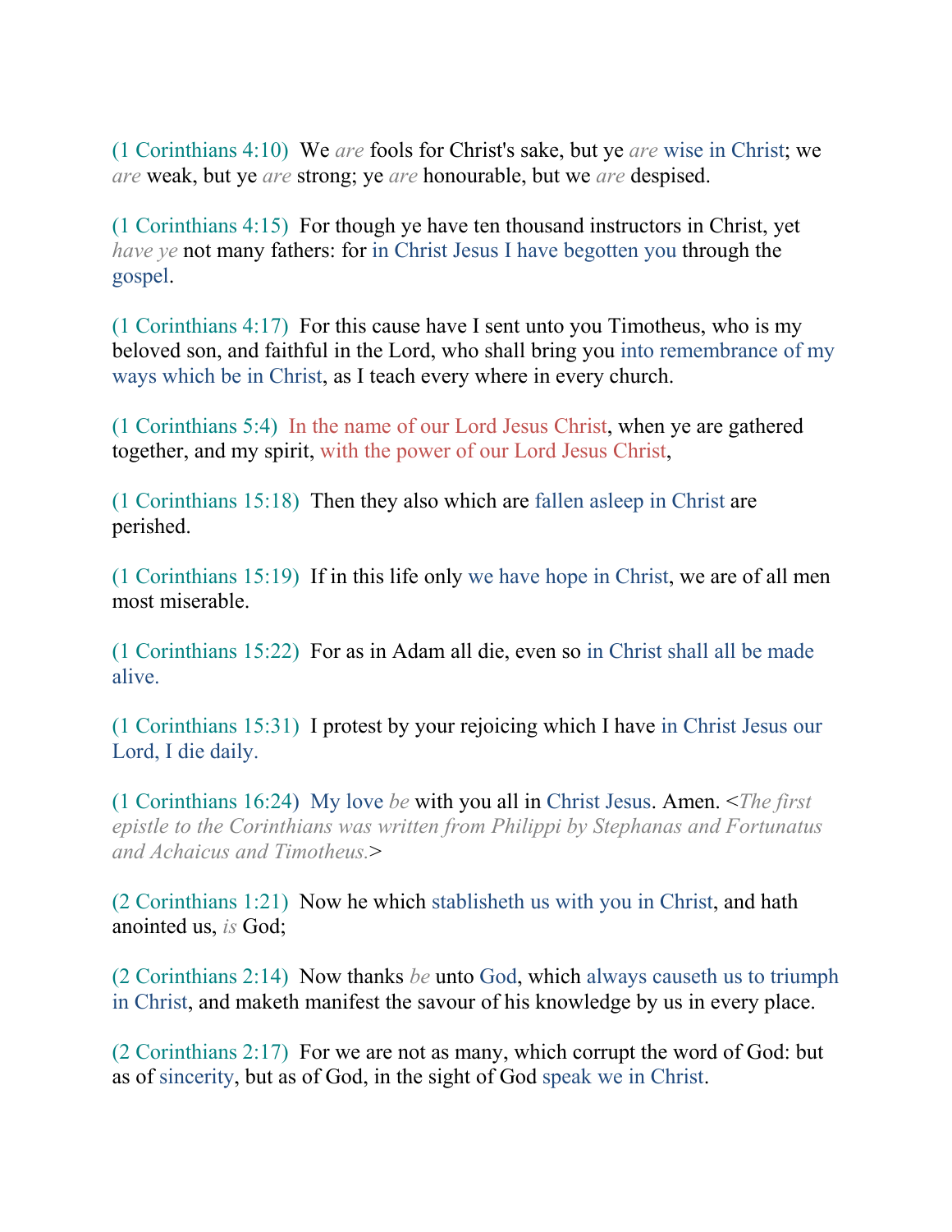(1 Corinthians 4:10) We *are* fools for Christ's sake, but ye *are* wise in Christ; we *are* weak, but ye *are* strong; ye *are* honourable, but we *are* despised.

(1 Corinthians 4:15) For though ye have ten thousand instructors in Christ, yet *have ye* not many fathers: for in Christ Jesus I have begotten you through the gospel.

(1 Corinthians 4:17) For this cause have I sent unto you Timotheus, who is my beloved son, and faithful in the Lord, who shall bring you into remembrance of my ways which be in Christ, as I teach every where in every church.

(1 Corinthians 5:4) In the name of our Lord Jesus Christ, when ye are gathered together, and my spirit, with the power of our Lord Jesus Christ,

(1 Corinthians 15:18) Then they also which are fallen asleep in Christ are perished.

(1 Corinthians 15:19) If in this life only we have hope in Christ, we are of all men most miserable.

(1 Corinthians 15:22) For as in Adam all die, even so in Christ shall all be made alive.

(1 Corinthians 15:31) I protest by your rejoicing which I have in Christ Jesus our Lord, I die daily.

(1 Corinthians 16:24) My love *be* with you all in Christ Jesus. Amen. <*The first epistle to the Corinthians was written from Philippi by Stephanas and Fortunatus and Achaicus and Timotheus.*>

(2 Corinthians 1:21) Now he which stablisheth us with you in Christ, and hath anointed us, *is* God;

(2 Corinthians 2:14) Now thanks *be* unto God, which always causeth us to triumph in Christ, and maketh manifest the savour of his knowledge by us in every place.

(2 Corinthians 2:17) For we are not as many, which corrupt the word of God: but as of sincerity, but as of God, in the sight of God speak we in Christ.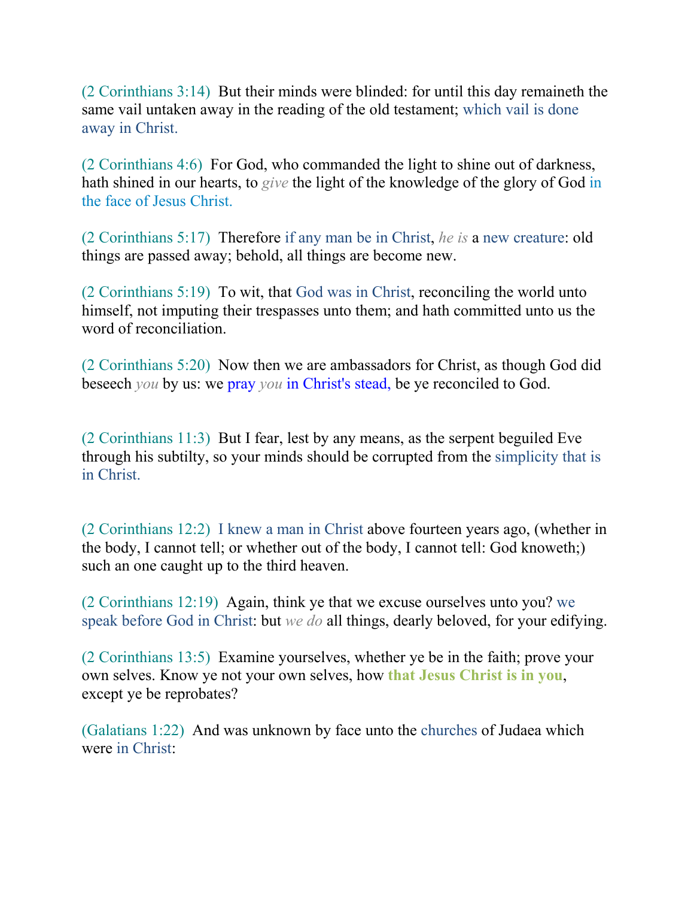(2 Corinthians 3:14) But their minds were blinded: for until this day remaineth the same vail untaken away in the reading of the old testament; which vail is done away in Christ.

(2 Corinthians 4:6) For God, who commanded the light to shine out of darkness, hath shined in our hearts, to *give* the light of the knowledge of the glory of God in the face of Jesus Christ.

(2 Corinthians 5:17) Therefore if any man be in Christ, *he is* a new creature: old things are passed away; behold, all things are become new.

(2 Corinthians 5:19) To wit, that God was in Christ, reconciling the world unto himself, not imputing their trespasses unto them; and hath committed unto us the word of reconciliation.

(2 Corinthians 5:20) Now then we are ambassadors for Christ, as though God did beseech *you* by us: we pray *you* in Christ's stead, be ye reconciled to God.

(2 Corinthians 11:3) But I fear, lest by any means, as the serpent beguiled Eve through his subtilty, so your minds should be corrupted from the simplicity that is in Christ.

(2 Corinthians 12:2) I knew a man in Christ above fourteen years ago, (whether in the body, I cannot tell; or whether out of the body, I cannot tell: God knoweth;) such an one caught up to the third heaven.

(2 Corinthians 12:19) Again, think ye that we excuse ourselves unto you? we speak before God in Christ: but *we do* all things, dearly beloved, for your edifying.

(2 Corinthians 13:5) Examine yourselves, whether ye be in the faith; prove your own selves. Know ye not your own selves, how **that Jesus Christ is in you**, except ye be reprobates?

(Galatians 1:22) And was unknown by face unto the churches of Judaea which were in Christ: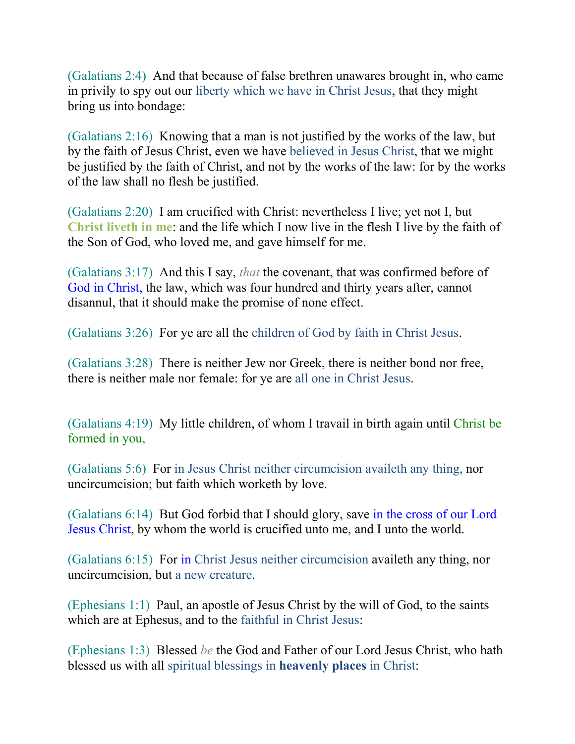(Galatians 2:4) And that because of false brethren unawares brought in, who came in privily to spy out our liberty which we have in Christ Jesus, that they might bring us into bondage:

(Galatians 2:16) Knowing that a man is not justified by the works of the law, but by the faith of Jesus Christ, even we have believed in Jesus Christ, that we might be justified by the faith of Christ, and not by the works of the law: for by the works of the law shall no flesh be justified.

(Galatians 2:20) I am crucified with Christ: nevertheless I live; yet not I, but **Christ liveth in me**: and the life which I now live in the flesh I live by the faith of the Son of God, who loved me, and gave himself for me.

(Galatians 3:17) And this I say, *that* the covenant, that was confirmed before of God in Christ, the law, which was four hundred and thirty years after, cannot disannul, that it should make the promise of none effect.

(Galatians 3:26) For ye are all the children of God by faith in Christ Jesus.

(Galatians 3:28) There is neither Jew nor Greek, there is neither bond nor free, there is neither male nor female: for ye are all one in Christ Jesus.

(Galatians 4:19) My little children, of whom I travail in birth again until Christ be formed in you,

(Galatians 5:6) For in Jesus Christ neither circumcision availeth any thing, nor uncircumcision; but faith which worketh by love.

(Galatians 6:14) But God forbid that I should glory, save in the cross of our Lord Jesus Christ, by whom the world is crucified unto me, and I unto the world.

(Galatians 6:15) For in Christ Jesus neither circumcision availeth any thing, nor uncircumcision, but a new creature.

(Ephesians 1:1) Paul, an apostle of Jesus Christ by the will of God, to the saints which are at Ephesus, and to the faithful in Christ Jesus:

(Ephesians 1:3) Blessed *be* the God and Father of our Lord Jesus Christ, who hath blessed us with all spiritual blessings in **heavenly places** in Christ: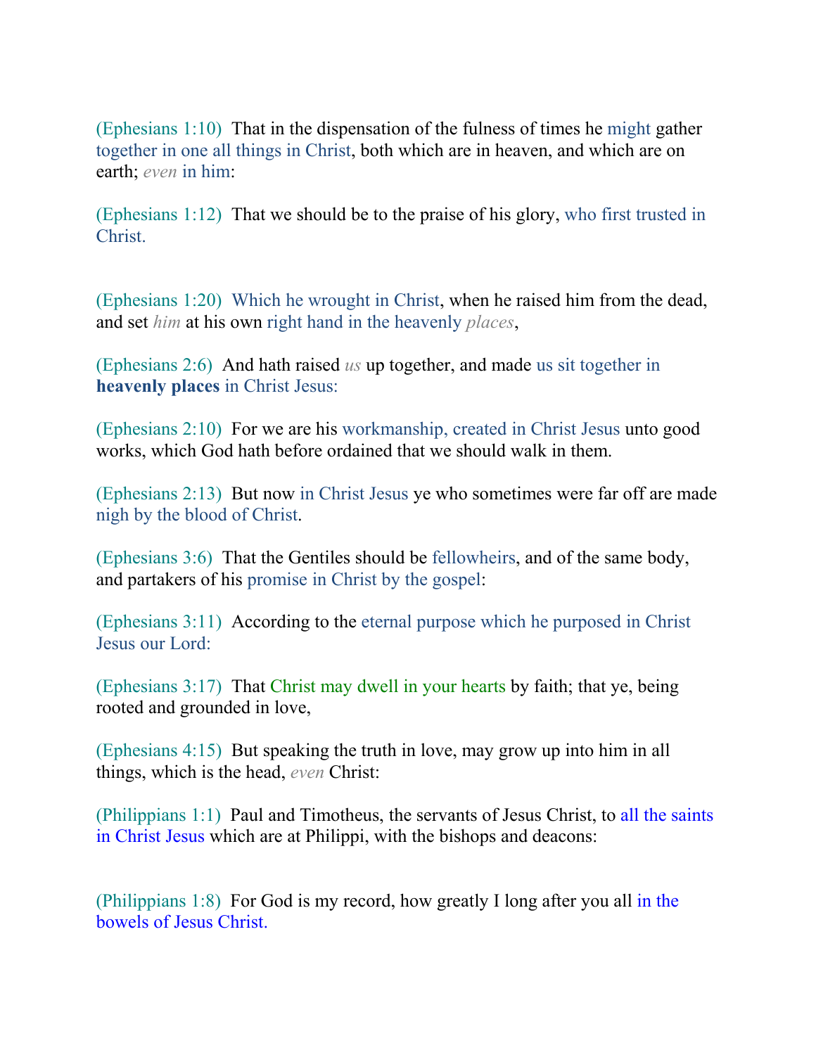(Ephesians 1:10) That in the dispensation of the fulness of times he might gather together in one all things in Christ, both which are in heaven, and which are on earth; *even* in him:

(Ephesians 1:12) That we should be to the praise of his glory, who first trusted in Christ.

(Ephesians 1:20) Which he wrought in Christ, when he raised him from the dead, and set *him* at his own right hand in the heavenly *places*,

(Ephesians 2:6) And hath raised *us* up together, and made us sit together in **heavenly places** in Christ Jesus:

(Ephesians 2:10) For we are his workmanship, created in Christ Jesus unto good works, which God hath before ordained that we should walk in them.

(Ephesians 2:13) But now in Christ Jesus ye who sometimes were far off are made nigh by the blood of Christ.

(Ephesians 3:6) That the Gentiles should be fellowheirs, and of the same body, and partakers of his promise in Christ by the gospel:

(Ephesians 3:11) According to the eternal purpose which he purposed in Christ Jesus our Lord:

(Ephesians 3:17) That Christ may dwell in your hearts by faith; that ye, being rooted and grounded in love,

(Ephesians 4:15) But speaking the truth in love, may grow up into him in all things, which is the head, *even* Christ:

(Philippians 1:1) Paul and Timotheus, the servants of Jesus Christ, to all the saints in Christ Jesus which are at Philippi, with the bishops and deacons:

(Philippians 1:8) For God is my record, how greatly I long after you all in the bowels of Jesus Christ.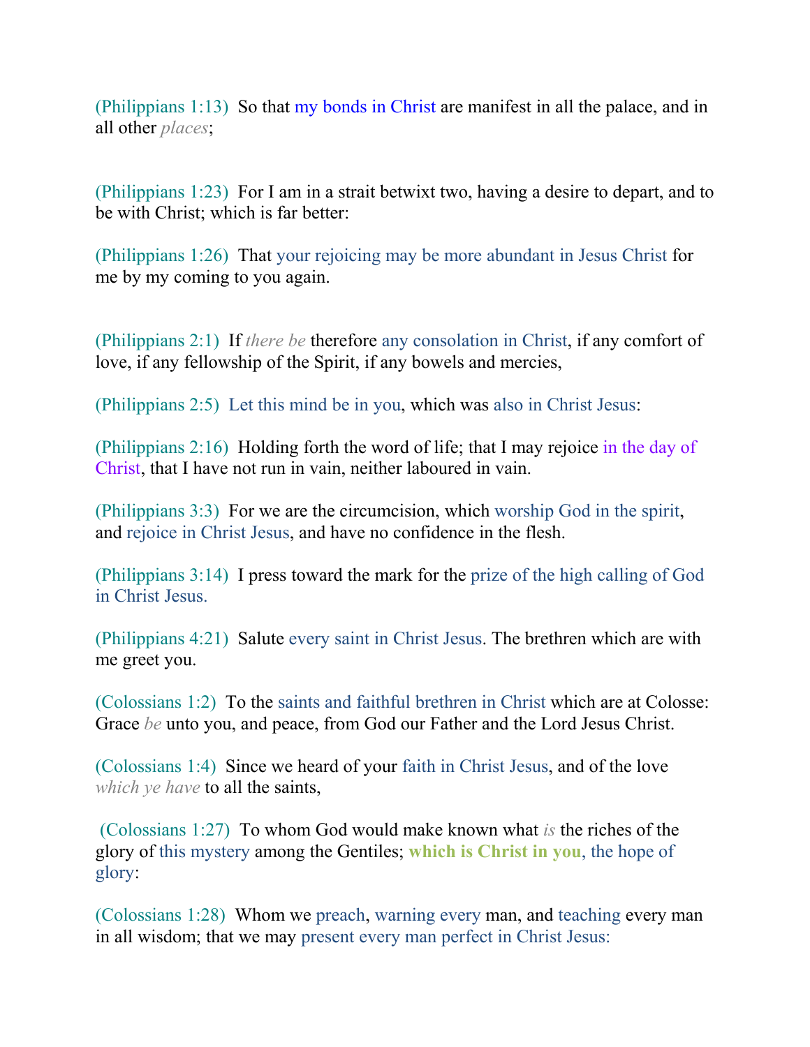(Philippians 1:13)  So that my bonds in Christ are manifest in all the palace, and in all other *places*;

(Philippians 1:23)  For I am in a strait betwixt two, having a desire to depart, and to be with Christ; which is far better:

(Philippians 1:26)  That your rejoicing may be more abundant in Jesus Christ for me by my coming to you again.

(Philippians 2:1)  If *there be* therefore any consolation in Christ, if any comfort of love, if any fellowship of the Spirit, if any bowels and mercies,

(Philippians 2:5)  Let this mind be in you, which was also in Christ Jesus:

(Philippians 2:16)  Holding forth the word of life; that I may rejoice in the day of Christ, that I have not run in vain, neither laboured in vain.

(Philippians 3:3)  For we are the circumcision, which worship God in the spirit, and rejoice in Christ Jesus, and have no confidence in the flesh.

(Philippians 3:14)  I press toward the mark for the prize of the high calling of God in Christ Jesus.

(Philippians 4:21)  Salute every saint in Christ Jesus. The brethren which are with me greet you.

(Colossians 1:2)  To the saints and faithful brethren in Christ which are at Colosse: Grace *be* unto you, and peace, from God our Father and the Lord Jesus Christ.

(Colossians 1:4)  Since we heard of your faith in Christ Jesus, and of the love *which ye have* to all the saints,

(Colossians 1:27)  To whom God would make known what *is* the riches of the glory of this mystery among the Gentiles; **which is Christ in you**, the hope of glory:

(Colossians 1:28)  Whom we preach, warning every man, and teaching every man in all wisdom; that we may present every man perfect in Christ Jesus: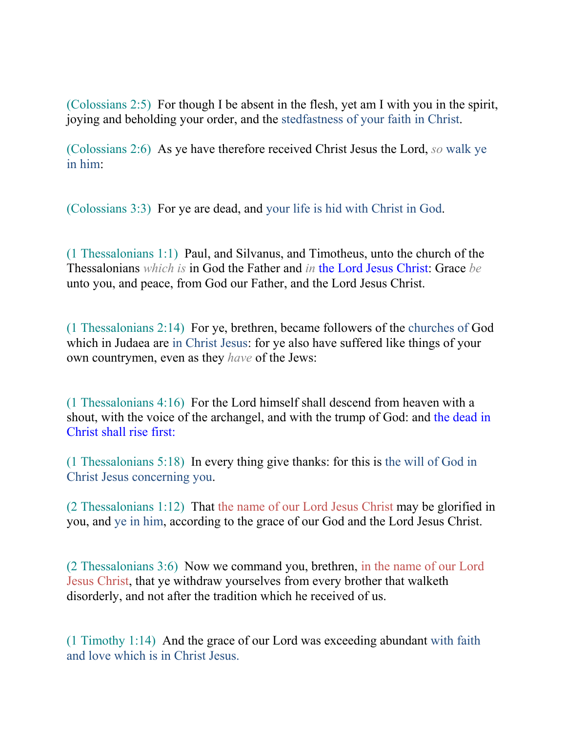(Colossians 2:5) For though I be absent in the flesh, yet am I with you in the spirit, joying and beholding your order, and the stedfastness of your faith in Christ.

(Colossians 2:6) As ye have therefore received Christ Jesus the Lord, *so* walk ye in him:

(Colossians 3:3) For ye are dead, and your life is hid with Christ in God.

(1 Thessalonians 1:1) Paul, and Silvanus, and Timotheus, unto the church of the Thessalonians *which is* in God the Father and *in* the Lord Jesus Christ: Grace *be* unto you, and peace, from God our Father, and the Lord Jesus Christ.

(1 Thessalonians 2:14) For ye, brethren, became followers of the churches of God which in Judaea are in Christ Jesus: for ye also have suffered like things of your own countrymen, even as they *have* of the Jews:

(1 Thessalonians 4:16) For the Lord himself shall descend from heaven with a shout, with the voice of the archangel, and with the trump of God: and the dead in Christ shall rise first:

(1 Thessalonians 5:18) In every thing give thanks: for this is the will of God in Christ Jesus concerning you.

(2 Thessalonians 1:12) That the name of our Lord Jesus Christ may be glorified in you, and ye in him, according to the grace of our God and the Lord Jesus Christ.

(2 Thessalonians 3:6) Now we command you, brethren, in the name of our Lord Jesus Christ, that ye withdraw yourselves from every brother that walketh disorderly, and not after the tradition which he received of us.

(1 Timothy 1:14) And the grace of our Lord was exceeding abundant with faith and love which is in Christ Jesus.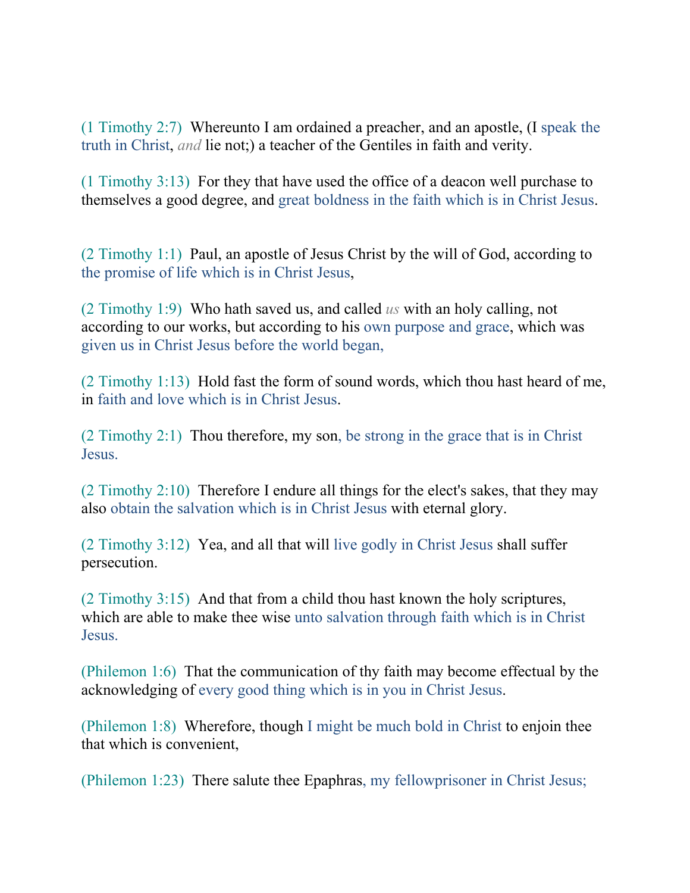(1 Timothy 2:7) Whereunto I am ordained a preacher, and an apostle, (I speak the truth in Christ, *and* lie not;) a teacher of the Gentiles in faith and verity.

(1 Timothy 3:13) For they that have used the office of a deacon well purchase to themselves a good degree, and great boldness in the faith which is in Christ Jesus.

(2 Timothy 1:1) Paul, an apostle of Jesus Christ by the will of God, according to the promise of life which is in Christ Jesus,

(2 Timothy 1:9) Who hath saved us, and called *us* with an holy calling, not according to our works, but according to his own purpose and grace, which was given us in Christ Jesus before the world began,

(2 Timothy 1:13) Hold fast the form of sound words, which thou hast heard of me, in faith and love which is in Christ Jesus.

(2 Timothy 2:1) Thou therefore, my son, be strong in the grace that is in Christ Jesus.

(2 Timothy 2:10) Therefore I endure all things for the elect's sakes, that they may also obtain the salvation which is in Christ Jesus with eternal glory.

(2 Timothy 3:12) Yea, and all that will live godly in Christ Jesus shall suffer persecution.

(2 Timothy 3:15) And that from a child thou hast known the holy scriptures, which are able to make thee wise unto salvation through faith which is in Christ Jesus.

(Philemon 1:6) That the communication of thy faith may become effectual by the acknowledging of every good thing which is in you in Christ Jesus.

(Philemon 1:8) Wherefore, though I might be much bold in Christ to enjoin thee that which is convenient,

(Philemon 1:23) There salute thee Epaphras, my fellowprisoner in Christ Jesus;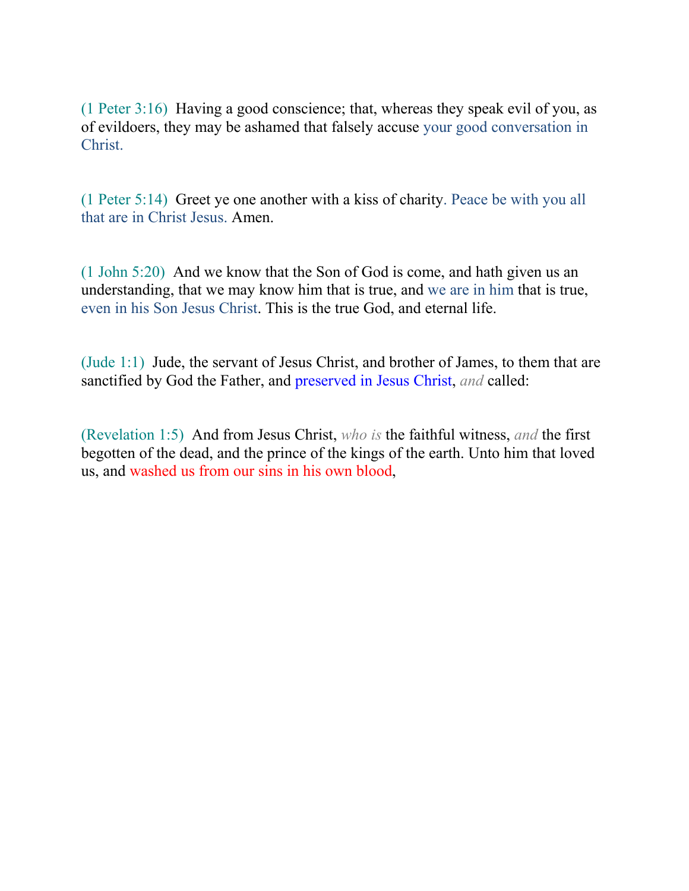(1 Peter 3:16)  Having a good conscience; that, whereas they speak evil of you, as of evildoers, they may be ashamed that falsely accuse your good conversation in Christ.

(1 Peter 5:14)  Greet ye one another with a kiss of charity. Peace be with you all that are in Christ Jesus. Amen.

(1 John 5:20)  And we know that the Son of God is come, and hath given us an understanding, that we may know him that is true, and we are in him that is true, even in his Son Jesus Christ. This is the true God, and eternal life.

(Jude 1:1)  Jude, the servant of Jesus Christ, and brother of James, to them that are sanctified by God the Father, and preserved in Jesus Christ, *and* called:

(Revelation 1:5)  And from Jesus Christ, *who is* the faithful witness, *and* the first begotten of the dead, and the prince of the kings of the earth. Unto him that loved us, and washed us from our sins in his own blood,